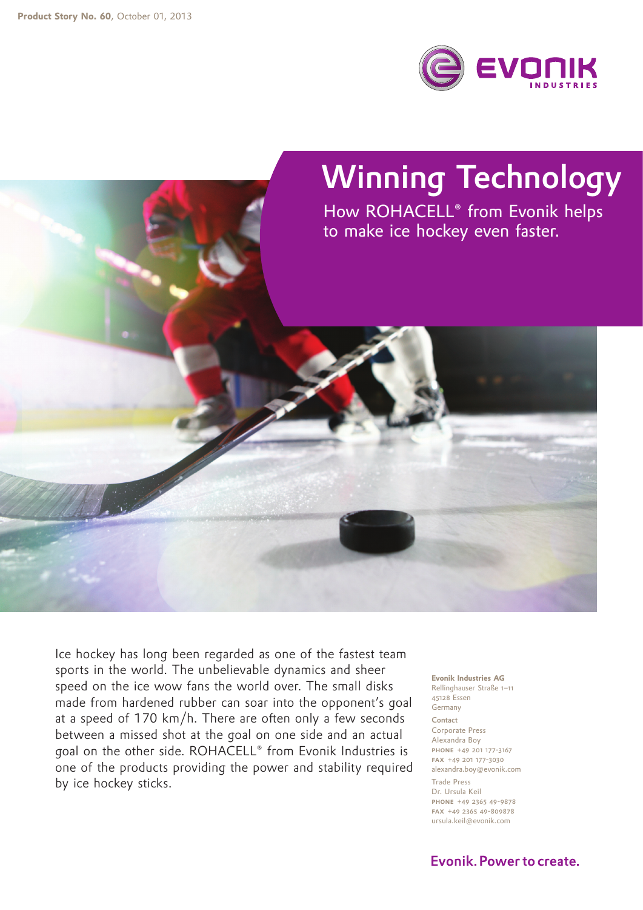**Product Story No. 60**, October 01, 2013

# Winning Technology

## How ROHACELL® from Evonik helps to make ice hockey even faster.

Ice hockey has long been regarded as one of the fastest team sports in the world. The unbelievable dynamics and sheer speed on the ice wow fans the world over. The small disks made from hardened rubber can soar into the opponent's goal at a speed of 170 km/h. There are often only a few seconds between a missed shot at the goal on one side and an actual goal on the other side. ROHACELL® from Evonik Industries is one of the products providing the power and stability required by ice hockey sticks.

**Evonik Industries AG**
Rellinghauser Straße 1–11
45128 Essen
Germany

**Contact**

Corporate Press
Alexandra Boy
**PHONE** +49 201 177-3167
**FAX** +49 201 177-3030
alexandra.boy@evonik.com

Trade Press
Dr. Ursula Keil
**PHONE** +49 2365 49-9878
**FAX** +49 2365 49-809878
ursula.keil@evonik.com

**Evonik. Power to create.**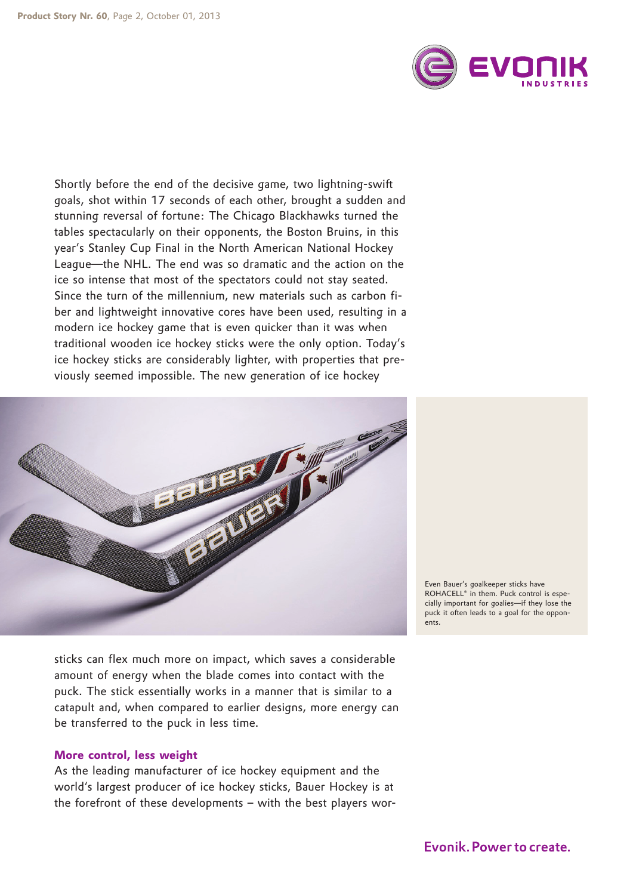Shortly before the end of the decisive game, two lightning-swift goals, shot within 17 seconds of each other, brought a sudden and stunning reversal of fortune: The Chicago Blackhawks turned the tables spectacularly on their opponents, the Boston Bruins, in this year's Stanley Cup Final in the North American National Hockey League—the NHL. The end was so dramatic and the action on the ice so intense that most of the spectators could not stay seated. Since the turn of the millennium, new materials such as carbon fiber and lightweight innovative cores have been used, resulting in a modern ice hockey game that is even quicker than it was when traditional wooden ice hockey sticks were the only option. Today's ice hockey sticks are considerably lighter, with properties that previously seemed impossible. The new generation of ice hockey sticks can flex much more on impact, which saves a considerable amount of energy when the blade comes into contact with the puck. The stick essentially works in a manner that is similar to a catapult and, when compared to earlier designs, more energy can be transferred to the puck in less time.

Even Bauer's goalkeeper sticks have ROHACELL® in them. Puck control is especially important for goalies—if they lose the puck it often leads to a goal for the opponents.

### More control, less weight

As the leading manufacturer of ice hockey equipment and the world's largest producer of ice hockey sticks, Bauer Hockey is at the forefront of these developments – with the best players wor-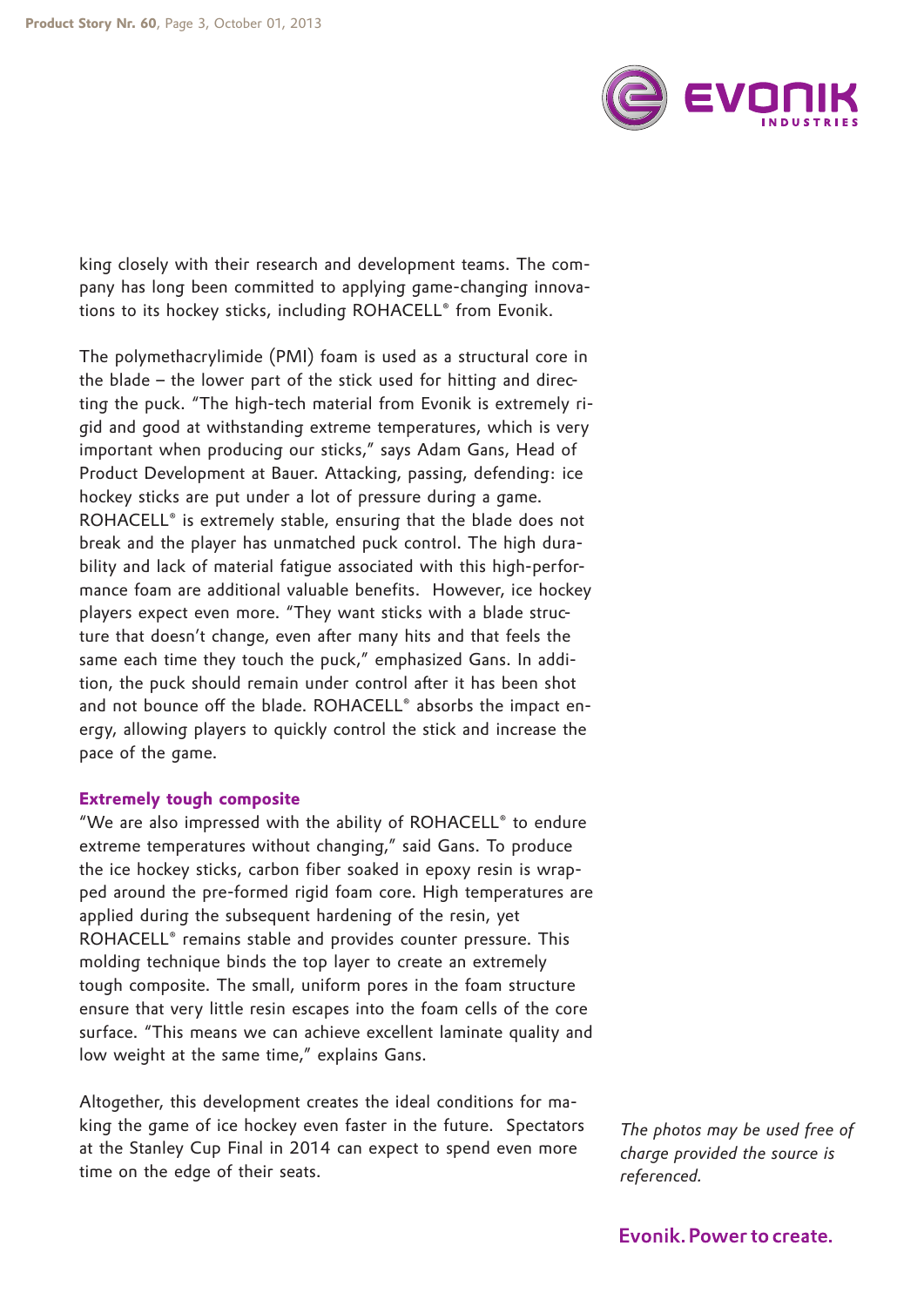king closely with their research and development teams. The company has long been committed to applying game-changing innovations to its hockey sticks, including ROHACELL® from Evonik.

The polymethacrylimide (PMI) foam is used as a structural core in the blade – the lower part of the stick used for hitting and directing the puck. "The high-tech material from Evonik is extremely rigid and good at withstanding extreme temperatures, which is very important when producing our sticks," says Adam Gans, Head of Product Development at Bauer. Attacking, passing, defending: ice hockey sticks are put under a lot of pressure during a game. ROHACELL® is extremely stable, ensuring that the blade does not break and the player has unmatched puck control. The high durability and lack of material fatigue associated with this high-performance foam are additional valuable benefits. However, ice hockey players expect even more. "They want sticks with a blade structure that doesn't change, even after many hits and that feels the same each time they touch the puck," emphasized Gans. In addition, the puck should remain under control after it has been shot and not bounce off the blade. ROHACELL® absorbs the impact energy, allowing players to quickly control the stick and increase the pace of the game.

### Extremely tough composite

"We are also impressed with the ability of ROHACELL® to endure extreme temperatures without changing," said Gans. To produce the ice hockey sticks, carbon fiber soaked in epoxy resin is wrapped around the pre-formed rigid foam core. High temperatures are applied during the subsequent hardening of the resin, yet ROHACELL® remains stable and provides counter pressure. This molding technique binds the top layer to create an extremely tough composite. The small, uniform pores in the foam structure ensure that very little resin escapes into the foam cells of the core surface. "This means we can achieve excellent laminate quality and low weight at the same time," explains Gans.

Altogether, this development creates the ideal conditions for making the game of ice hockey even faster in the future. Spectators at the Stanley Cup Final in 2014 can expect to spend even more time on the edge of their seats.

*The photos may be used free of charge provided the source is referenced.*